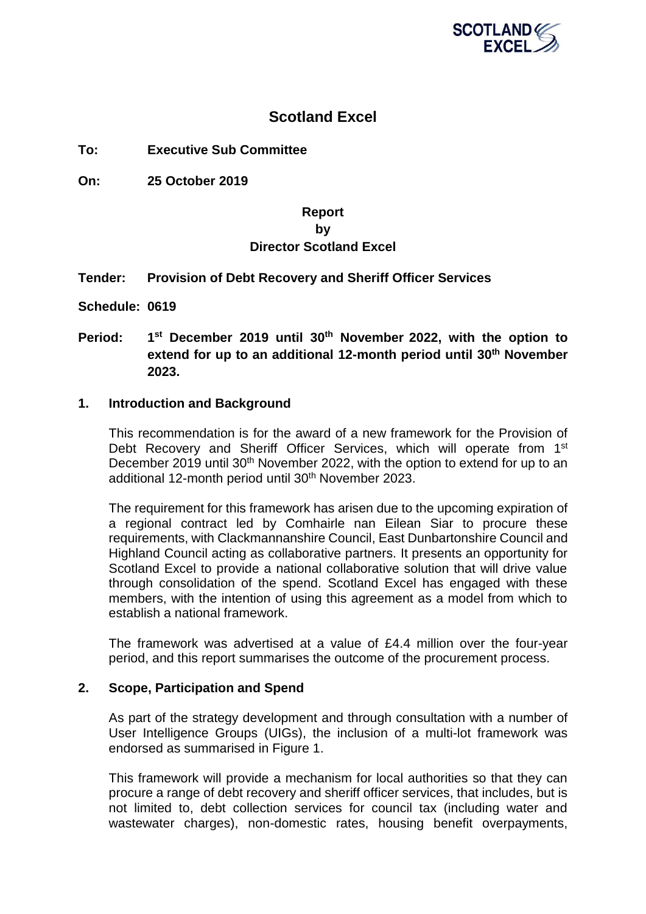# Scotland Excel

**To:** **Executive Sub Committee**

**On:** **25 October 2019**

**Report**
**by**
**Director Scotland Excel**

**Tender:** **Provision of Debt Recovery and Sheriff Officer Services**

**Schedule: 0619**

**Period:** **1st December 2019 until 30th November 2022, with the option to extend for up to an additional 12-month period until 30th November 2023.**

## 1. Introduction and Background

This recommendation is for the award of a new framework for the Provision of Debt Recovery and Sheriff Officer Services, which will operate from 1st December 2019 until 30th November 2022, with the option to extend for up to an additional 12-month period until 30th November 2023.

The requirement for this framework has arisen due to the upcoming expiration of a regional contract led by Comhairle nan Eilean Siar to procure these requirements, with Clackmannanshire Council, East Dunbartonshire Council and Highland Council acting as collaborative partners. It presents an opportunity for Scotland Excel to provide a national collaborative solution that will drive value through consolidation of the spend. Scotland Excel has engaged with these members, with the intention of using this agreement as a model from which to establish a national framework.

The framework was advertised at a value of £4.4 million over the four-year period, and this report summarises the outcome of the procurement process.

## 2. Scope, Participation and Spend

As part of the strategy development and through consultation with a number of User Intelligence Groups (UIGs), the inclusion of a multi-lot framework was endorsed as summarised in Figure 1.

This framework will provide a mechanism for local authorities so that they can procure a range of debt recovery and sheriff officer services, that includes, but is not limited to, debt collection services for council tax (including water and wastewater charges), non-domestic rates, housing benefit overpayments,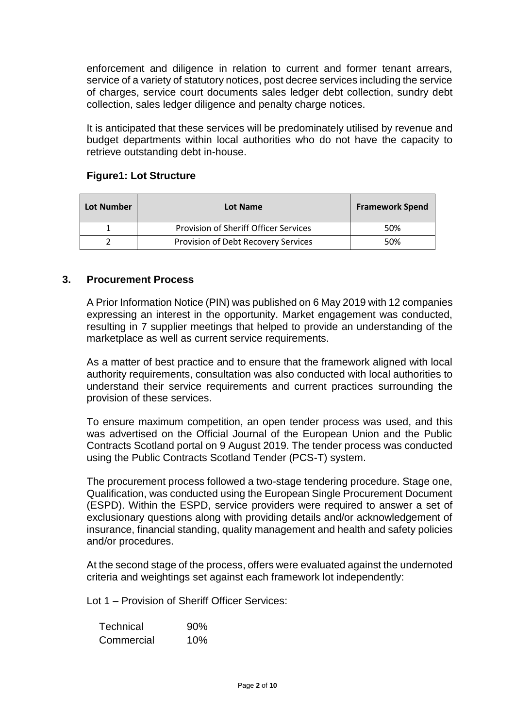enforcement and diligence in relation to current and former tenant arrears, service of a variety of statutory notices, post decree services including the service of charges, service court documents sales ledger debt collection, sundry debt collection, sales ledger diligence and penalty charge notices.

It is anticipated that these services will be predominately utilised by revenue and budget departments within local authorities who do not have the capacity to retrieve outstanding debt in-house.

**Figure1: Lot Structure**

| Lot Number | Lot Name | Framework Spend |
|---|---|---|
| 1 | Provision of Sheriff Officer Services | 50% |
| 2 | Provision of Debt Recovery Services | 50% |

## 3. Procurement Process

A Prior Information Notice (PIN) was published on 6 May 2019 with 12 companies expressing an interest in the opportunity. Market engagement was conducted, resulting in 7 supplier meetings that helped to provide an understanding of the marketplace as well as current service requirements.

As a matter of best practice and to ensure that the framework aligned with local authority requirements, consultation was also conducted with local authorities to understand their service requirements and current practices surrounding the provision of these services.

To ensure maximum competition, an open tender process was used, and this was advertised on the Official Journal of the European Union and the Public Contracts Scotland portal on 9 August 2019. The tender process was conducted using the Public Contracts Scotland Tender (PCS-T) system.

The procurement process followed a two-stage tendering procedure. Stage one, Qualification, was conducted using the European Single Procurement Document (ESPD). Within the ESPD, service providers were required to answer a set of exclusionary questions along with providing details and/or acknowledgement of insurance, financial standing, quality management and health and safety policies and/or procedures.

At the second stage of the process, offers were evaluated against the undernoted criteria and weightings set against each framework lot independently:

Lot 1 – Provision of Sheriff Officer Services:

| | |
|---|---|
| Technical | 90% |
| Commercial | 10% |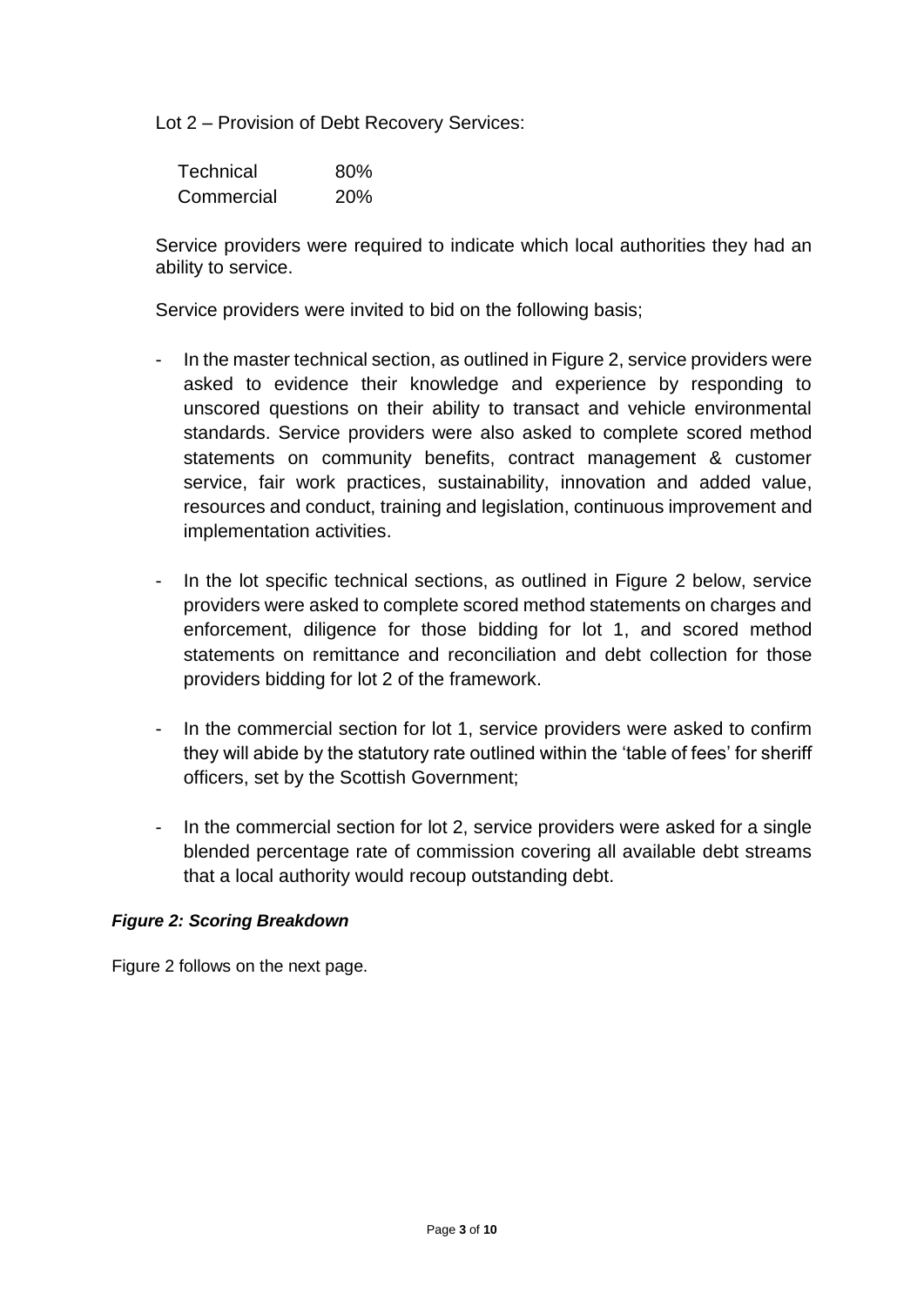Lot 2 – Provision of Debt Recovery Services:

| | |
|---|---|
| Technical | 80% |
| Commercial | 20% |

Service providers were required to indicate which local authorities they had an ability to service.

Service providers were invited to bid on the following basis;

- In the master technical section, as outlined in Figure 2, service providers were asked to evidence their knowledge and experience by responding to unscored questions on their ability to transact and vehicle environmental standards. Service providers were also asked to complete scored method statements on community benefits, contract management & customer service, fair work practices, sustainability, innovation and added value, resources and conduct, training and legislation, continuous improvement and implementation activities.

- In the lot specific technical sections, as outlined in Figure 2 below, service providers were asked to complete scored method statements on charges and enforcement, diligence for those bidding for lot 1, and scored method statements on remittance and reconciliation and debt collection for those providers bidding for lot 2 of the framework.

- In the commercial section for lot 1, service providers were asked to confirm they will abide by the statutory rate outlined within the 'table of fees' for sheriff officers, set by the Scottish Government;

- In the commercial section for lot 2, service providers were asked for a single blended percentage rate of commission covering all available debt streams that a local authority would recoup outstanding debt.

***Figure 2: Scoring Breakdown***

Figure 2 follows on the next page.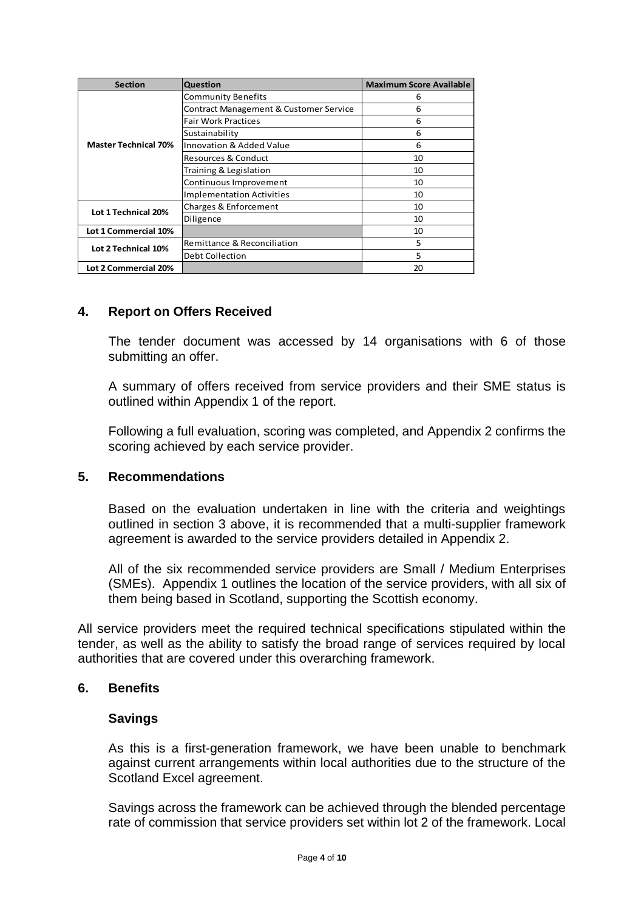| Section | Question | Maximum Score Available |
| --- | --- | --- |
| Master Technical 70% | Community Benefits | 6 |
| | Contract Management & Customer Service | 6 |
| | Fair Work Practices | 6 |
| | Sustainability | 6 |
| | Innovation & Added Value | 6 |
| | Resources & Conduct | 10 |
| | Training & Legislation | 10 |
| | Continuous Improvement | 10 |
| | Implementation Activities | 10 |
| Lot 1 Technical 20% | Charges & Enforcement | 10 |
| | Diligence | 10 |
| Lot 1 Commercial 10% | | 10 |
| Lot 2 Technical 10% | Remittance & Reconciliation | 5 |
| | Debt Collection | 5 |
| Lot 2 Commercial 20% | | 20 |

## 4. Report on Offers Received

The tender document was accessed by 14 organisations with 6 of those submitting an offer.

A summary of offers received from service providers and their SME status is outlined within Appendix 1 of the report.

Following a full evaluation, scoring was completed, and Appendix 2 confirms the scoring achieved by each service provider.

## 5. Recommendations

Based on the evaluation undertaken in line with the criteria and weightings outlined in section 3 above, it is recommended that a multi-supplier framework agreement is awarded to the service providers detailed in Appendix 2.

All of the six recommended service providers are Small / Medium Enterprises (SMEs). Appendix 1 outlines the location of the service providers, with all six of them being based in Scotland, supporting the Scottish economy.

All service providers meet the required technical specifications stipulated within the tender, as well as the ability to satisfy the broad range of services required by local authorities that are covered under this overarching framework.

## 6. Benefits

### Savings

As this is a first-generation framework, we have been unable to benchmark against current arrangements within local authorities due to the structure of the Scotland Excel agreement.

Savings across the framework can be achieved through the blended percentage rate of commission that service providers set within lot 2 of the framework. Local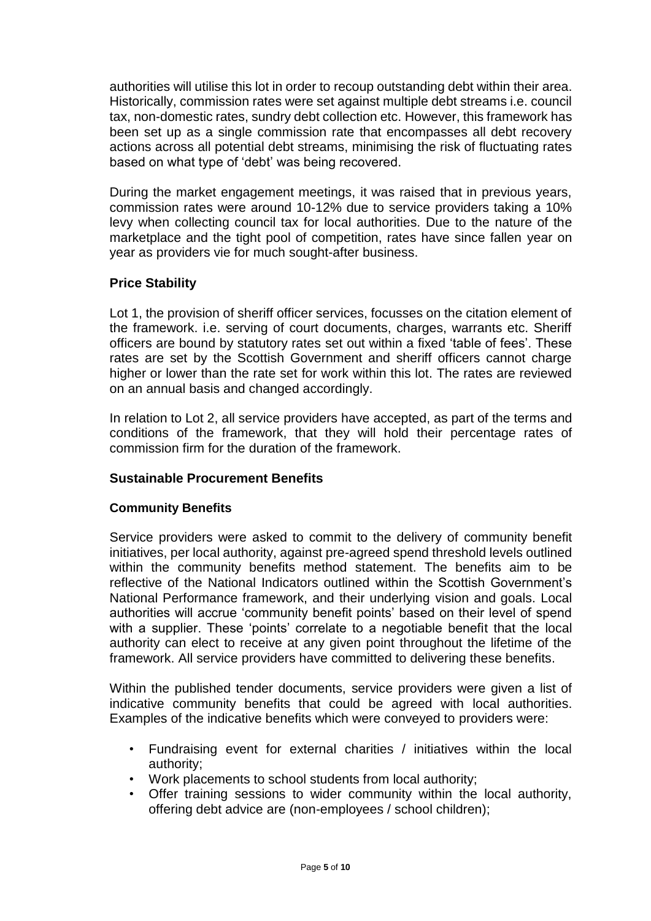authorities will utilise this lot in order to recoup outstanding debt within their area. Historically, commission rates were set against multiple debt streams i.e. council tax, non-domestic rates, sundry debt collection etc. However, this framework has been set up as a single commission rate that encompasses all debt recovery actions across all potential debt streams, minimising the risk of fluctuating rates based on what type of 'debt' was being recovered.

During the market engagement meetings, it was raised that in previous years, commission rates were around 10-12% due to service providers taking a 10% levy when collecting council tax for local authorities. Due to the nature of the marketplace and the tight pool of competition, rates have since fallen year on year as providers vie for much sought-after business.

### Price Stability

Lot 1, the provision of sheriff officer services, focusses on the citation element of the framework. i.e. serving of court documents, charges, warrants etc. Sheriff officers are bound by statutory rates set out within a fixed 'table of fees'. These rates are set by the Scottish Government and sheriff officers cannot charge higher or lower than the rate set for work within this lot. The rates are reviewed on an annual basis and changed accordingly.

In relation to Lot 2, all service providers have accepted, as part of the terms and conditions of the framework, that they will hold their percentage rates of commission firm for the duration of the framework.

### Sustainable Procurement Benefits

#### Community Benefits

Service providers were asked to commit to the delivery of community benefit initiatives, per local authority, against pre-agreed spend threshold levels outlined within the community benefits method statement. The benefits aim to be reflective of the National Indicators outlined within the Scottish Government's National Performance framework, and their underlying vision and goals. Local authorities will accrue 'community benefit points' based on their level of spend with a supplier. These 'points' correlate to a negotiable benefit that the local authority can elect to receive at any given point throughout the lifetime of the framework. All service providers have committed to delivering these benefits.

Within the published tender documents, service providers were given a list of indicative community benefits that could be agreed with local authorities. Examples of the indicative benefits which were conveyed to providers were:

- Fundraising event for external charities / initiatives within the local authority;
- Work placements to school students from local authority;
- Offer training sessions to wider community within the local authority, offering debt advice are (non-employees / school children);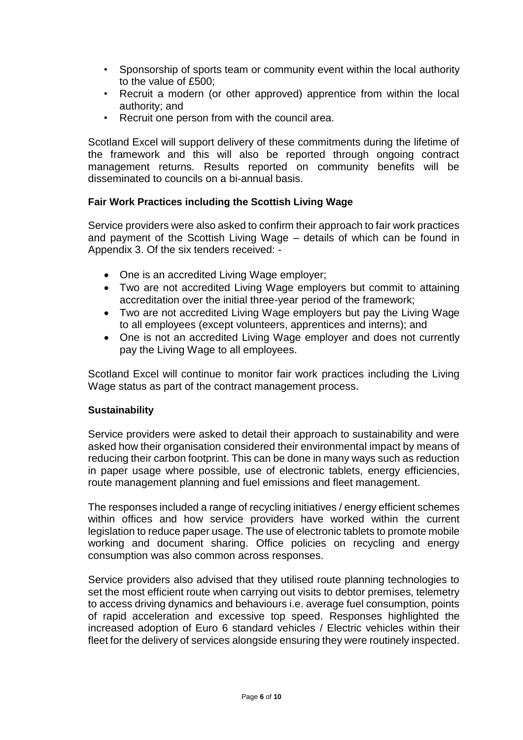- Sponsorship of sports team or community event within the local authority to the value of £500;
- Recruit a modern (or other approved) apprentice from within the local authority; and
- Recruit one person from with the council area.

Scotland Excel will support delivery of these commitments during the lifetime of the framework and this will also be reported through ongoing contract management returns. Results reported on community benefits will be disseminated to councils on a bi-annual basis.

**Fair Work Practices including the Scottish Living Wage**

Service providers were also asked to confirm their approach to fair work practices and payment of the Scottish Living Wage – details of which can be found in Appendix 3. Of the six tenders received: -

- One is an accredited Living Wage employer;
- Two are not accredited Living Wage employers but commit to attaining accreditation over the initial three-year period of the framework;
- Two are not accredited Living Wage employers but pay the Living Wage to all employees (except volunteers, apprentices and interns); and
- One is not an accredited Living Wage employer and does not currently pay the Living Wage to all employees.

Scotland Excel will continue to monitor fair work practices including the Living Wage status as part of the contract management process.

**Sustainability**

Service providers were asked to detail their approach to sustainability and were asked how their organisation considered their environmental impact by means of reducing their carbon footprint. This can be done in many ways such as reduction in paper usage where possible, use of electronic tablets, energy efficiencies, route management planning and fuel emissions and fleet management.

The responses included a range of recycling initiatives / energy efficient schemes within offices and how service providers have worked within the current legislation to reduce paper usage. The use of electronic tablets to promote mobile working and document sharing. Office policies on recycling and energy consumption was also common across responses.

Service providers also advised that they utilised route planning technologies to set the most efficient route when carrying out visits to debtor premises, telemetry to access driving dynamics and behaviours i.e. average fuel consumption, points of rapid acceleration and excessive top speed. Responses highlighted the increased adoption of Euro 6 standard vehicles / Electric vehicles within their fleet for the delivery of services alongside ensuring they were routinely inspected.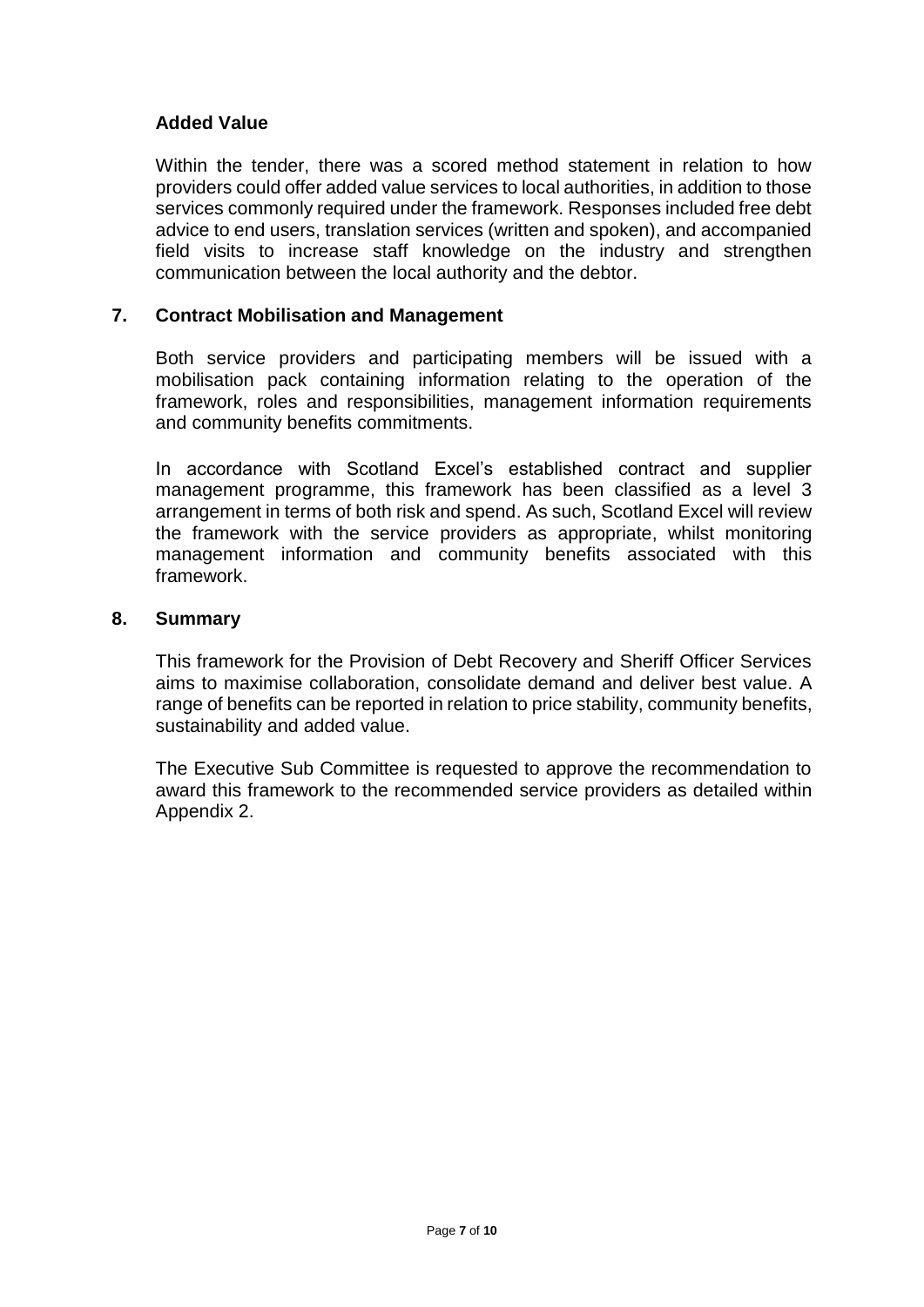### Added Value

Within the tender, there was a scored method statement in relation to how providers could offer added value services to local authorities, in addition to those services commonly required under the framework. Responses included free debt advice to end users, translation services (written and spoken), and accompanied field visits to increase staff knowledge on the industry and strengthen communication between the local authority and the debtor.

## 7. Contract Mobilisation and Management

Both service providers and participating members will be issued with a mobilisation pack containing information relating to the operation of the framework, roles and responsibilities, management information requirements and community benefits commitments.

In accordance with Scotland Excel's established contract and supplier management programme, this framework has been classified as a level 3 arrangement in terms of both risk and spend. As such, Scotland Excel will review the framework with the service providers as appropriate, whilst monitoring management information and community benefits associated with this framework.

## 8. Summary

This framework for the Provision of Debt Recovery and Sheriff Officer Services aims to maximise collaboration, consolidate demand and deliver best value. A range of benefits can be reported in relation to price stability, community benefits, sustainability and added value.

The Executive Sub Committee is requested to approve the recommendation to award this framework to the recommended service providers as detailed within Appendix 2.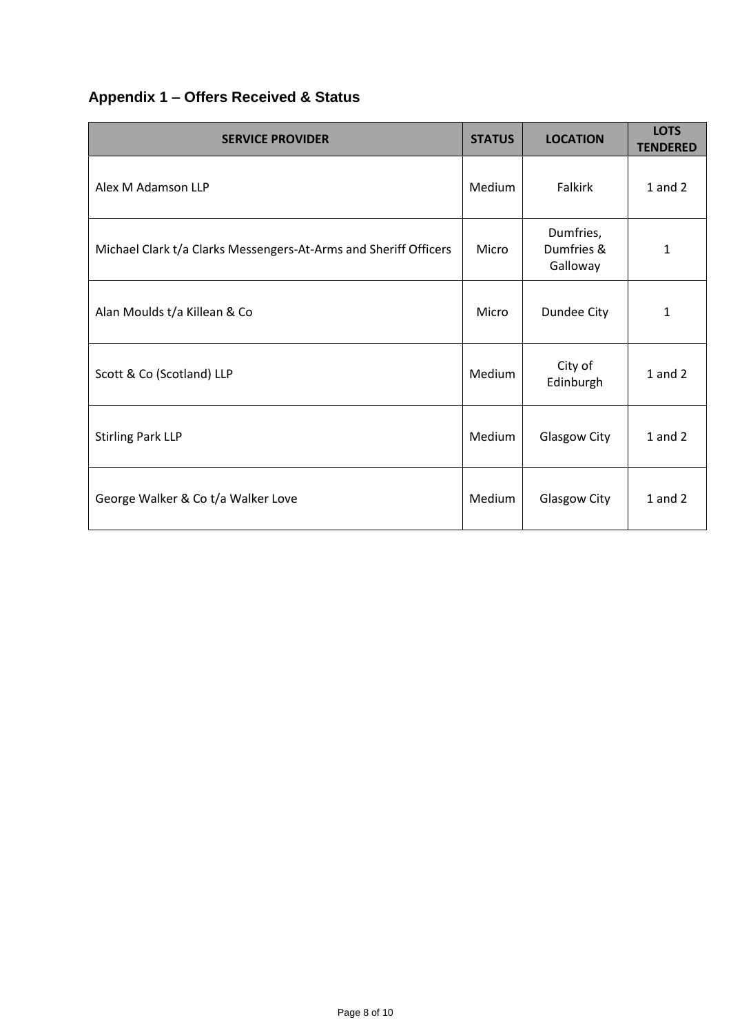## Appendix 1 – Offers Received & Status

| SERVICE PROVIDER | STATUS | LOCATION | LOTS TENDERED |
|---|---|---|---|
| Alex M Adamson LLP | Medium | Falkirk | 1 and 2 |
| Michael Clark t/a Clarks Messengers-At-Arms and Sheriff Officers | Micro | Dumfries, Dumfries & Galloway | 1 |
| Alan Moulds t/a Killean & Co | Micro | Dundee City | 1 |
| Scott & Co (Scotland) LLP | Medium | City of Edinburgh | 1 and 2 |
| Stirling Park LLP | Medium | Glasgow City | 1 and 2 |
| George Walker & Co t/a Walker Love | Medium | Glasgow City | 1 and 2 |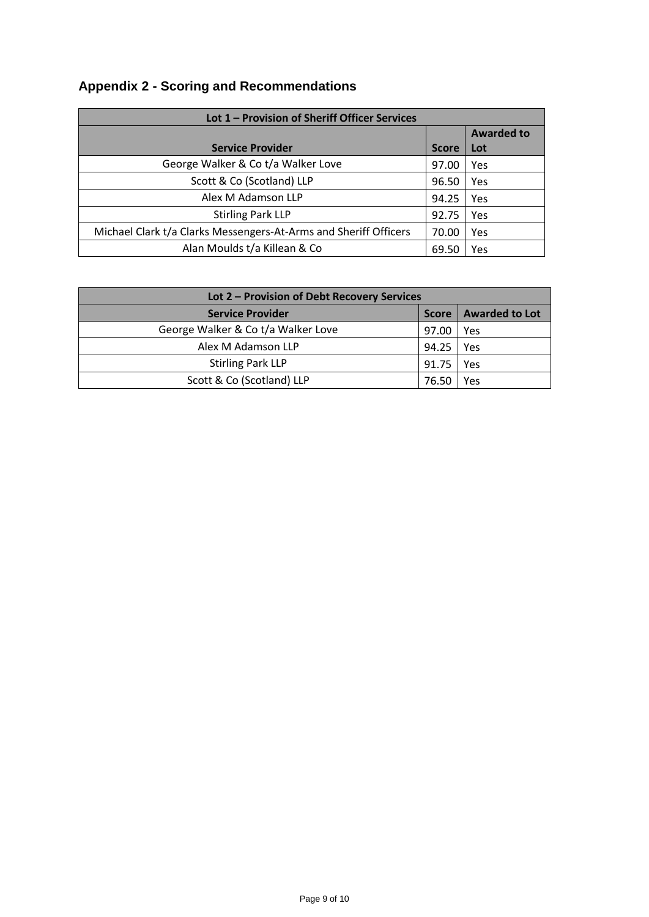## Appendix 2 - Scoring and Recommendations

| Lot 1 – Provision of Sheriff Officer Services | | |
|---|---|---|
| **Service Provider** | **Score** | **Awarded to Lot** |
| George Walker & Co t/a Walker Love | 97.00 | Yes |
| Scott & Co (Scotland) LLP | 96.50 | Yes |
| Alex M Adamson LLP | 94.25 | Yes |
| Stirling Park LLP | 92.75 | Yes |
| Michael Clark t/a Clarks Messengers-At-Arms and Sheriff Officers | 70.00 | Yes |
| Alan Moulds t/a Killean & Co | 69.50 | Yes |

| Lot 2 – Provision of Debt Recovery Services | | |
|---|---|---|
| **Service Provider** | **Score** | **Awarded to Lot** |
| George Walker & Co t/a Walker Love | 97.00 | Yes |
| Alex M Adamson LLP | 94.25 | Yes |
| Stirling Park LLP | 91.75 | Yes |
| Scott & Co (Scotland) LLP | 76.50 | Yes |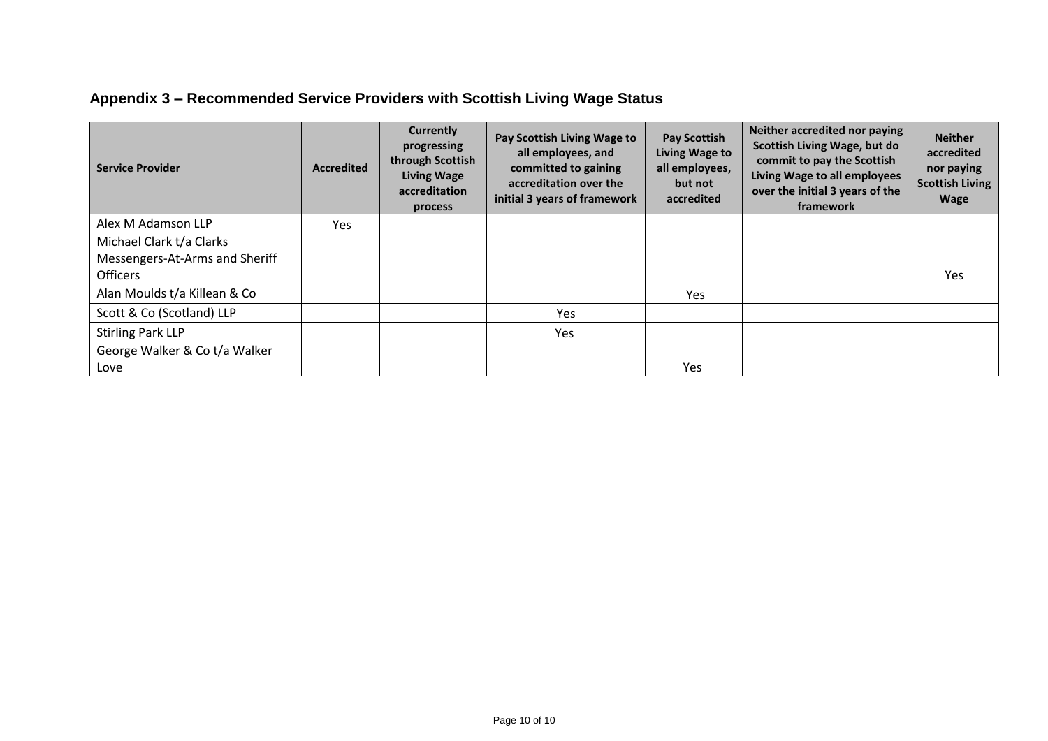## Appendix 3 – Recommended Service Providers with Scottish Living Wage Status

| Service Provider | Accredited | Currently progressing through Scottish Living Wage accreditation process | Pay Scottish Living Wage to all employees, and committed to gaining accreditation over the initial 3 years of framework | Pay Scottish Living Wage to all employees, but not accredited | Neither accredited nor paying Scottish Living Wage, but do commit to pay the Scottish Living Wage to all employees over the initial 3 years of the framework | Neither accredited nor paying Scottish Living Wage |
|---|---|---|---|---|---|---|
| Alex M Adamson LLP | Yes | | | | | |
| Michael Clark t/a Clarks Messengers-At-Arms and Sheriff Officers | | | | | | Yes |
| Alan Moulds t/a Killean & Co | | | | Yes | | |
| Scott & Co (Scotland) LLP | | | Yes | | | |
| Stirling Park LLP | | | Yes | | | |
| George Walker & Co t/a Walker Love | | | | Yes | | |